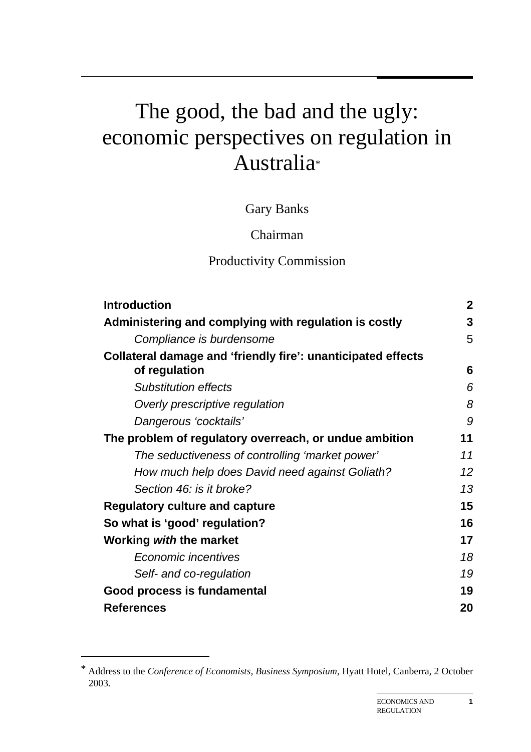# The good, the bad and the ugly: economic perspectives on regulation in Australia*

Gary Banks

Chairman

Productivity Commission

| | |
|---|---|
| **Introduction** | **2** |
| **Administering and complying with regulation is costly** | **3** |
| *Compliance is burdensome* | 5 |
| **Collateral damage and ‘friendly fire’: unanticipated effects of regulation** | **6** |
| *Substitution effects* | *6* |
| *Overly prescriptive regulation* | *8* |
| *Dangerous ‘cocktails’* | *9* |
| **The problem of regulatory overreach, or undue ambition** | **11** |
| *The seductiveness of controlling ‘market power’* | *11* |
| *How much help does David need against Goliath?* | *12* |
| *Section 46: is it broke?* | *13* |
| **Regulatory culture and capture** | **15** |
| **So what is ‘good’ regulation?** | **16** |
| **Working *with* the market** | **17** |
| *Economic incentives* | *18* |
| *Self- and co-regulation* | *19* |
| **Good process is fundamental** | **19** |
| **References** | **20** |

* Address to the *Conference of Economists, Business Symposium*, Hyatt Hotel, Canberra, 2 October 2003.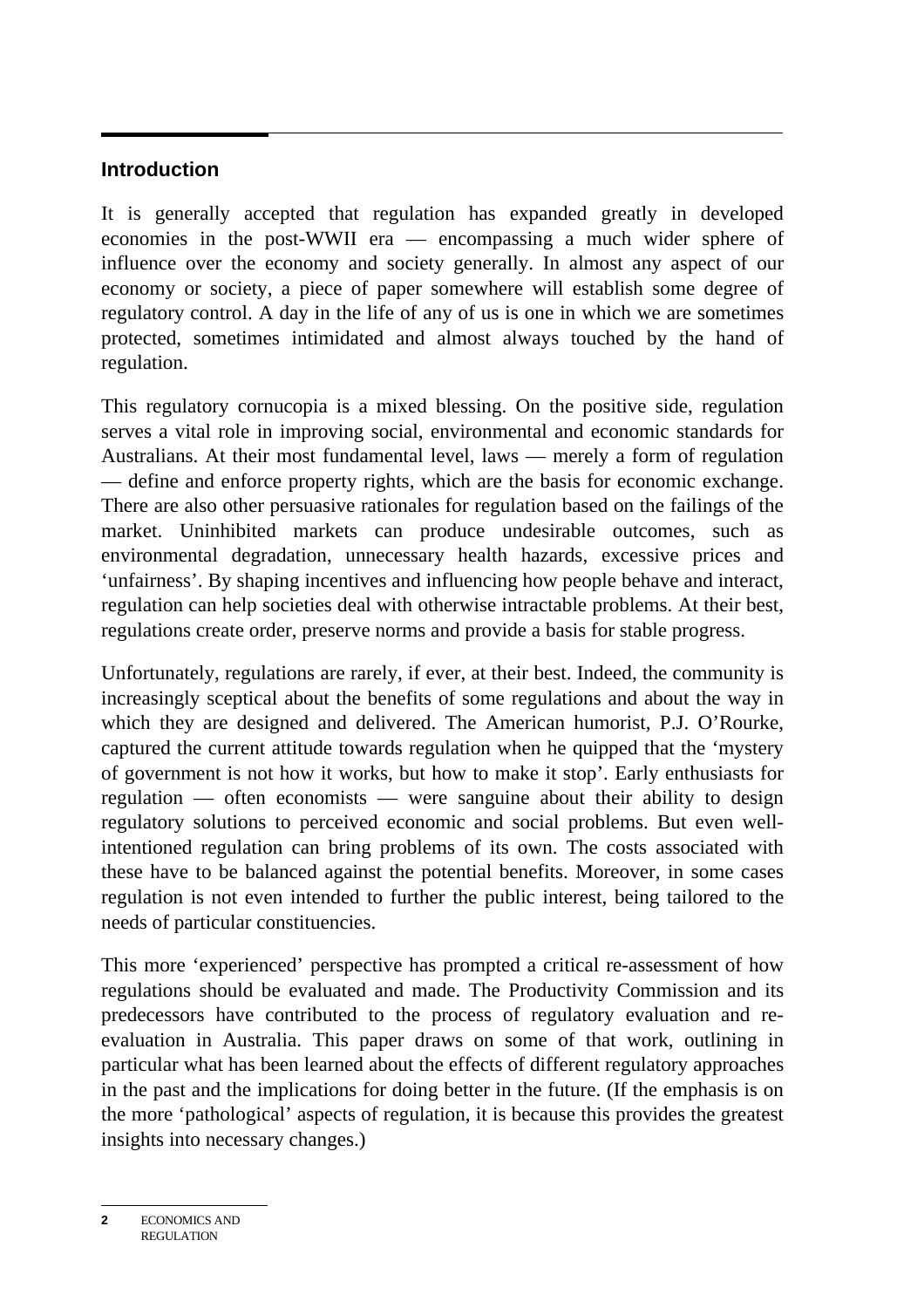## Introduction

It is generally accepted that regulation has expanded greatly in developed economies in the post-WWII era — encompassing a much wider sphere of influence over the economy and society generally. In almost any aspect of our economy or society, a piece of paper somewhere will establish some degree of regulatory control. A day in the life of any of us is one in which we are sometimes protected, sometimes intimidated and almost always touched by the hand of regulation.

This regulatory cornucopia is a mixed blessing. On the positive side, regulation serves a vital role in improving social, environmental and economic standards for Australians. At their most fundamental level, laws — merely a form of regulation — define and enforce property rights, which are the basis for economic exchange. There are also other persuasive rationales for regulation based on the failings of the market. Uninhibited markets can produce undesirable outcomes, such as environmental degradation, unnecessary health hazards, excessive prices and 'unfairness'. By shaping incentives and influencing how people behave and interact, regulation can help societies deal with otherwise intractable problems. At their best, regulations create order, preserve norms and provide a basis for stable progress.

Unfortunately, regulations are rarely, if ever, at their best. Indeed, the community is increasingly sceptical about the benefits of some regulations and about the way in which they are designed and delivered. The American humorist, P.J. O'Rourke, captured the current attitude towards regulation when he quipped that the 'mystery of government is not how it works, but how to make it stop'. Early enthusiasts for regulation — often economists — were sanguine about their ability to design regulatory solutions to perceived economic and social problems. But even well-intentioned regulation can bring problems of its own. The costs associated with these have to be balanced against the potential benefits. Moreover, in some cases regulation is not even intended to further the public interest, being tailored to the needs of particular constituencies.

This more 'experienced' perspective has prompted a critical re-assessment of how regulations should be evaluated and made. The Productivity Commission and its predecessors have contributed to the process of regulatory evaluation and re-evaluation in Australia. This paper draws on some of that work, outlining in particular what has been learned about the effects of different regulatory approaches in the past and the implications for doing better in the future. (If the emphasis is on the more 'pathological' aspects of regulation, it is because this provides the greatest insights into necessary changes.)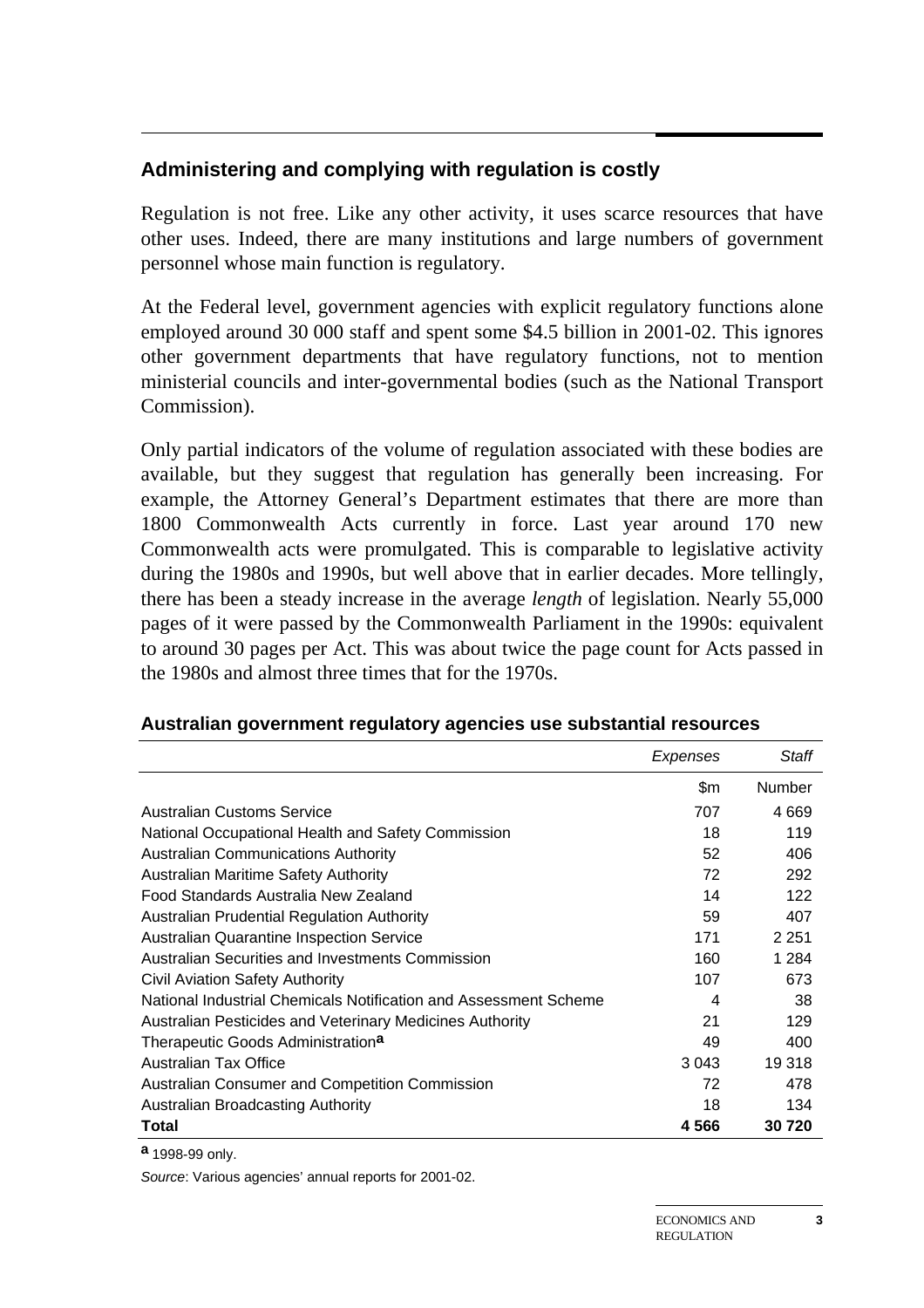## Administering and complying with regulation is costly

Regulation is not free. Like any other activity, it uses scarce resources that have other uses. Indeed, there are many institutions and large numbers of government personnel whose main function is regulatory.

At the Federal level, government agencies with explicit regulatory functions alone employed around 30 000 staff and spent some $4.5 billion in 2001-02. This ignores other government departments that have regulatory functions, not to mention ministerial councils and inter-governmental bodies (such as the National Transport Commission).

Only partial indicators of the volume of regulation associated with these bodies are available, but they suggest that regulation has generally been increasing. For example, the Attorney General's Department estimates that there are more than 1800 Commonwealth Acts currently in force. Last year around 170 new Commonwealth acts were promulgated. This is comparable to legislative activity during the 1980s and 1990s, but well above that in earlier decades. More tellingly, there has been a steady increase in the average *length* of legislation. Nearly 55,000 pages of it were passed by the Commonwealth Parliament in the 1990s: equivalent to around 30 pages per Act. This was about twice the page count for Acts passed in the 1980s and almost three times that for the 1970s.

**Australian government regulatory agencies use substantial resources**

| | *Expenses* | *Staff* |
|---|---|---|
| | $m | Number |
| Australian Customs Service | 707 | 4 669 |
| National Occupational Health and Safety Commission | 18 | 119 |
| Australian Communications Authority | 52 | 406 |
| Australian Maritime Safety Authority | 72 | 292 |
| Food Standards Australia New Zealand | 14 | 122 |
| Australian Prudential Regulation Authority | 59 | 407 |
| Australian Quarantine Inspection Service | 171 | 2 251 |
| Australian Securities and Investments Commission | 160 | 1 284 |
| Civil Aviation Safety Authority | 107 | 673 |
| National Industrial Chemicals Notification and Assessment Scheme | 4 | 38 |
| Australian Pesticides and Veterinary Medicines Authority | 21 | 129 |
| Therapeutic Goods Administration[a] | 49 | 400 |
| Australian Tax Office | 3 043 | 19 318 |
| Australian Consumer and Competition Commission | 72 | 478 |
| Australian Broadcasting Authority | 18 | 134 |
| **Total** | **4 566** | **30 720** |

[a] 1998-99 only.

*Source*: Various agencies' annual reports for 2001-02.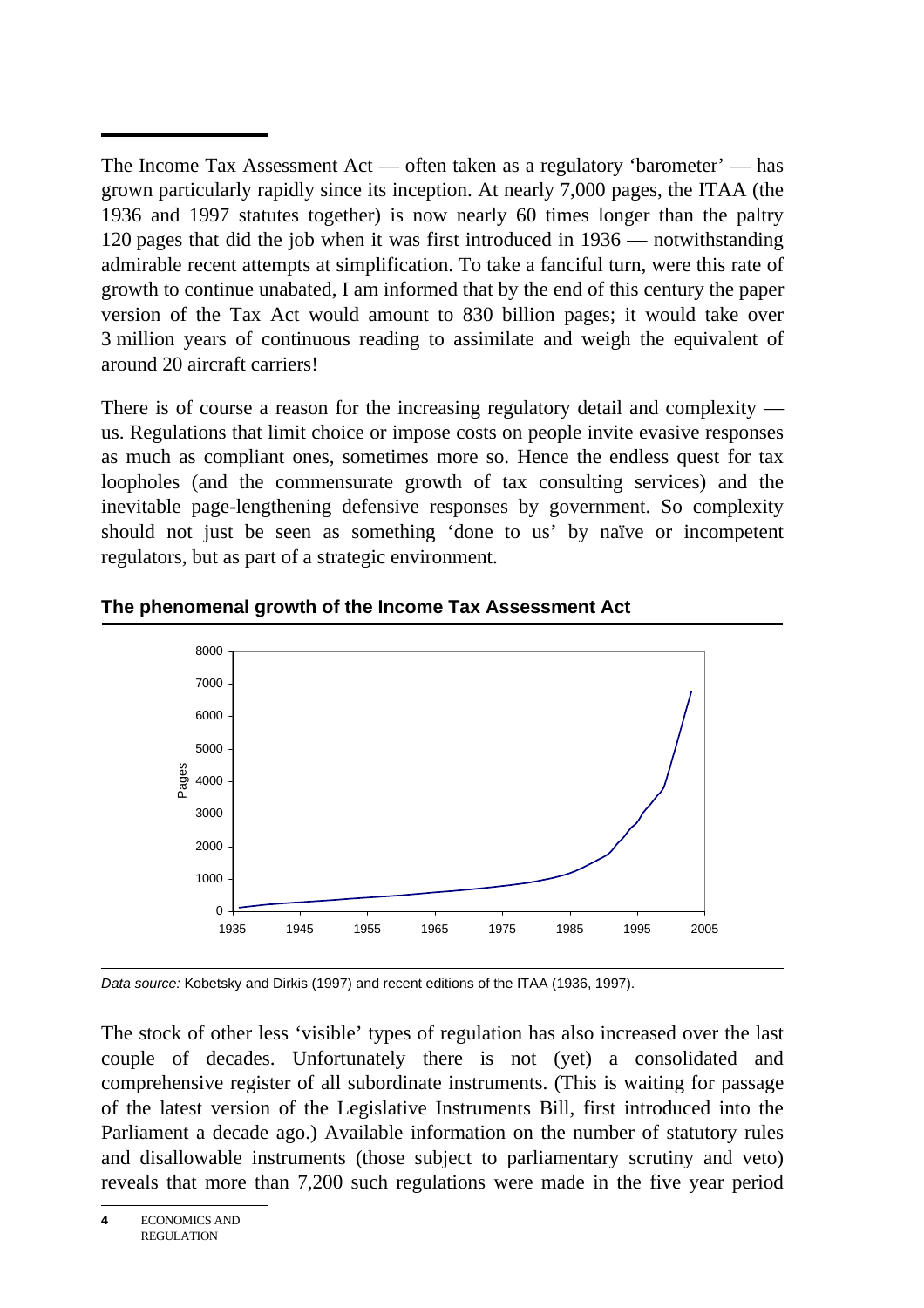The Income Tax Assessment Act — often taken as a regulatory 'barometer' — has grown particularly rapidly since its inception. At nearly 7,000 pages, the ITAA (the 1936 and 1997 statutes together) is now nearly 60 times longer than the paltry 120 pages that did the job when it was first introduced in 1936 — notwithstanding admirable recent attempts at simplification. To take a fanciful turn, were this rate of growth to continue unabated, I am informed that by the end of this century the paper version of the Tax Act would amount to 830 billion pages; it would take over 3 million years of continuous reading to assimilate and weigh the equivalent of around 20 aircraft carriers!

There is of course a reason for the increasing regulatory detail and complexity — us. Regulations that limit choice or impose costs on people invite evasive responses as much as compliant ones, sometimes more so. Hence the endless quest for tax loopholes (and the commensurate growth of tax consulting services) and the inevitable page-lengthening defensive responses by government. So complexity should not just be seen as something 'done to us' by naïve or incompetent regulators, but as part of a strategic environment.

**The phenomenal growth of the Income Tax Assessment Act**

*Data source:* Kobetsky and Dirkis (1997) and recent editions of the ITAA (1936, 1997).

The stock of other less 'visible' types of regulation has also increased over the last couple of decades. Unfortunately there is not (yet) a consolidated and comprehensive register of all subordinate instruments. (This is waiting for passage of the latest version of the Legislative Instruments Bill, first introduced into the Parliament a decade ago.) Available information on the number of statutory rules and disallowable instruments (those subject to parliamentary scrutiny and veto) reveals that more than 7,200 such regulations were made in the five year period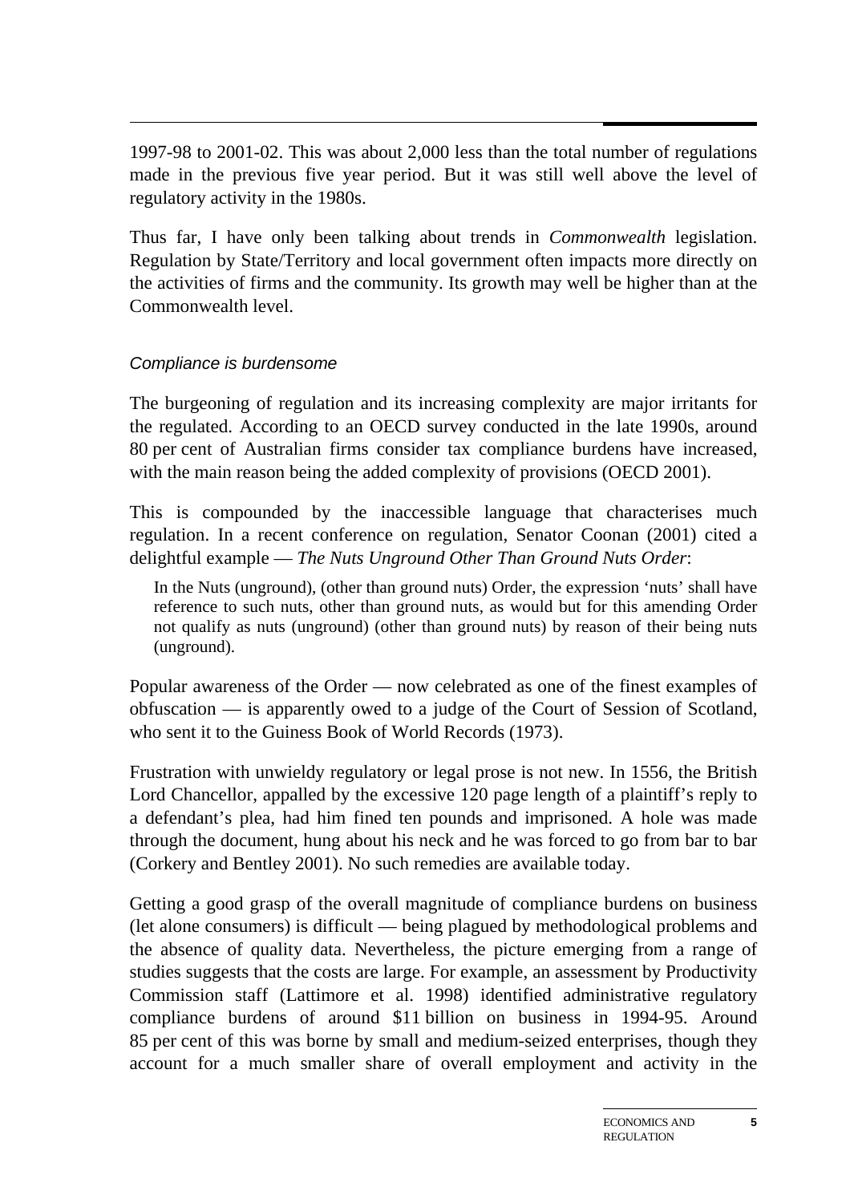1997-98 to 2001-02. This was about 2,000 less than the total number of regulations made in the previous five year period. But it was still well above the level of regulatory activity in the 1980s.

Thus far, I have only been talking about trends in *Commonwealth* legislation. Regulation by State/Territory and local government often impacts more directly on the activities of firms and the community. Its growth may well be higher than at the Commonwealth level.

### *Compliance is burdensome*

The burgeoning of regulation and its increasing complexity are major irritants for the regulated. According to an OECD survey conducted in the late 1990s, around 80 per cent of Australian firms consider tax compliance burdens have increased, with the main reason being the added complexity of provisions (OECD 2001).

This is compounded by the inaccessible language that characterises much regulation. In a recent conference on regulation, Senator Coonan (2001) cited a delightful example — *The Nuts Unground Other Than Ground Nuts Order*:

> In the Nuts (unground), (other than ground nuts) Order, the expression 'nuts' shall have reference to such nuts, other than ground nuts, as would but for this amending Order not qualify as nuts (unground) (other than ground nuts) by reason of their being nuts (unground).

Popular awareness of the Order — now celebrated as one of the finest examples of obfuscation — is apparently owed to a judge of the Court of Session of Scotland, who sent it to the Guiness Book of World Records (1973).

Frustration with unwieldy regulatory or legal prose is not new. In 1556, the British Lord Chancellor, appalled by the excessive 120 page length of a plaintiff's reply to a defendant's plea, had him fined ten pounds and imprisoned. A hole was made through the document, hung about his neck and he was forced to go from bar to bar (Corkery and Bentley 2001). No such remedies are available today.

Getting a good grasp of the overall magnitude of compliance burdens on business (let alone consumers) is difficult — being plagued by methodological problems and the absence of quality data. Nevertheless, the picture emerging from a range of studies suggests that the costs are large. For example, an assessment by Productivity Commission staff (Lattimore et al. 1998) identified administrative regulatory compliance burdens of around $11 billion on business in 1994-95. Around 85 per cent of this was borne by small and medium-seized enterprises, though they account for a much smaller share of overall employment and activity in the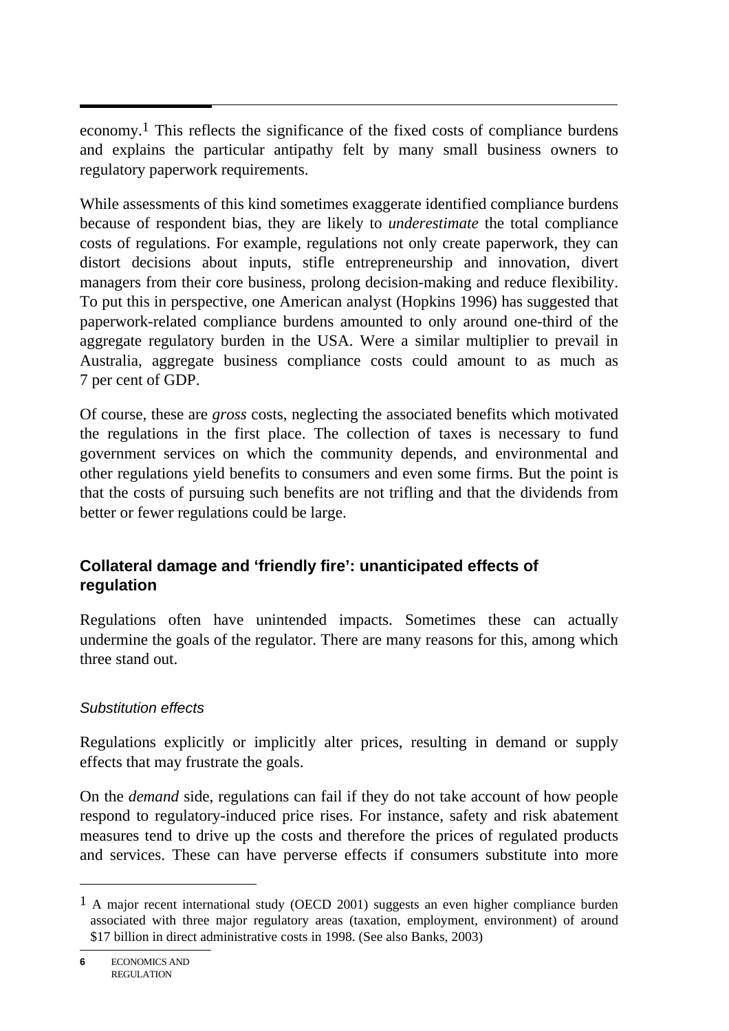economy.[1] This reflects the significance of the fixed costs of compliance burdens and explains the particular antipathy felt by many small business owners to regulatory paperwork requirements.

While assessments of this kind sometimes exaggerate identified compliance burdens because of respondent bias, they are likely to *underestimate* the total compliance costs of regulations. For example, regulations not only create paperwork, they can distort decisions about inputs, stifle entrepreneurship and innovation, divert managers from their core business, prolong decision-making and reduce flexibility. To put this in perspective, one American analyst (Hopkins 1996) has suggested that paperwork-related compliance burdens amounted to only around one-third of the aggregate regulatory burden in the USA. Were a similar multiplier to prevail in Australia, aggregate business compliance costs could amount to as much as 7 per cent of GDP.

Of course, these are *gross* costs, neglecting the associated benefits which motivated the regulations in the first place. The collection of taxes is necessary to fund government services on which the community depends, and environmental and other regulations yield benefits to consumers and even some firms. But the point is that the costs of pursuing such benefits are not trifling and that the dividends from better or fewer regulations could be large.

## Collateral damage and 'friendly fire': unanticipated effects of regulation

Regulations often have unintended impacts. Sometimes these can actually undermine the goals of the regulator. There are many reasons for this, among which three stand out.

### *Substitution effects*

Regulations explicitly or implicitly alter prices, resulting in demand or supply effects that may frustrate the goals.

On the *demand* side, regulations can fail if they do not take account of how people respond to regulatory-induced price rises. For instance, safety and risk abatement measures tend to drive up the costs and therefore the prices of regulated products and services. These can have perverse effects if consumers substitute into more

---

[1] A major recent international study (OECD 2001) suggests an even higher compliance burden associated with three major regulatory areas (taxation, employment, environment) of around $17 billion in direct administrative costs in 1998. (See also Banks, 2003)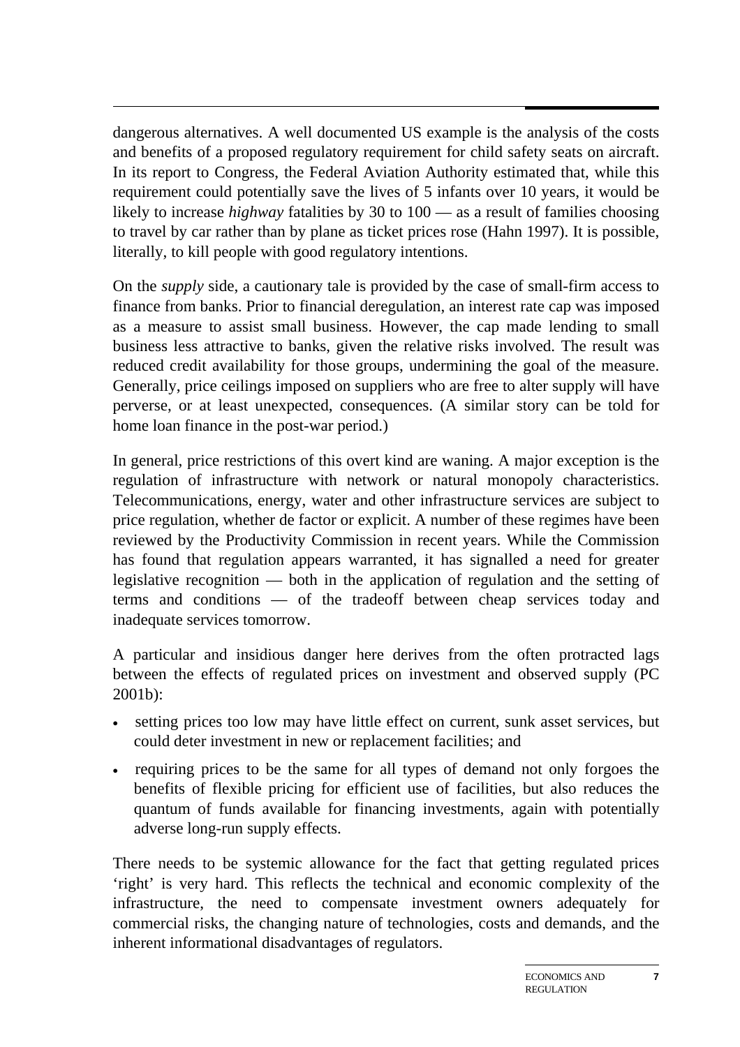dangerous alternatives. A well documented US example is the analysis of the costs and benefits of a proposed regulatory requirement for child safety seats on aircraft. In its report to Congress, the Federal Aviation Authority estimated that, while this requirement could potentially save the lives of 5 infants over 10 years, it would be likely to increase *highway* fatalities by 30 to 100 — as a result of families choosing to travel by car rather than by plane as ticket prices rose (Hahn 1997). It is possible, literally, to kill people with good regulatory intentions.

On the *supply* side, a cautionary tale is provided by the case of small-firm access to finance from banks. Prior to financial deregulation, an interest rate cap was imposed as a measure to assist small business. However, the cap made lending to small business less attractive to banks, given the relative risks involved. The result was reduced credit availability for those groups, undermining the goal of the measure. Generally, price ceilings imposed on suppliers who are free to alter supply will have perverse, or at least unexpected, consequences. (A similar story can be told for home loan finance in the post-war period.)

In general, price restrictions of this overt kind are waning. A major exception is the regulation of infrastructure with network or natural monopoly characteristics. Telecommunications, energy, water and other infrastructure services are subject to price regulation, whether de factor or explicit. A number of these regimes have been reviewed by the Productivity Commission in recent years. While the Commission has found that regulation appears warranted, it has signalled a need for greater legislative recognition — both in the application of regulation and the setting of terms and conditions — of the tradeoff between cheap services today and inadequate services tomorrow.

A particular and insidious danger here derives from the often protracted lags between the effects of regulated prices on investment and observed supply (PC 2001b):

- setting prices too low may have little effect on current, sunk asset services, but could deter investment in new or replacement facilities; and
- requiring prices to be the same for all types of demand not only forgoes the benefits of flexible pricing for efficient use of facilities, but also reduces the quantum of funds available for financing investments, again with potentially adverse long-run supply effects.

There needs to be systemic allowance for the fact that getting regulated prices 'right' is very hard. This reflects the technical and economic complexity of the infrastructure, the need to compensate investment owners adequately for commercial risks, the changing nature of technologies, costs and demands, and the inherent informational disadvantages of regulators.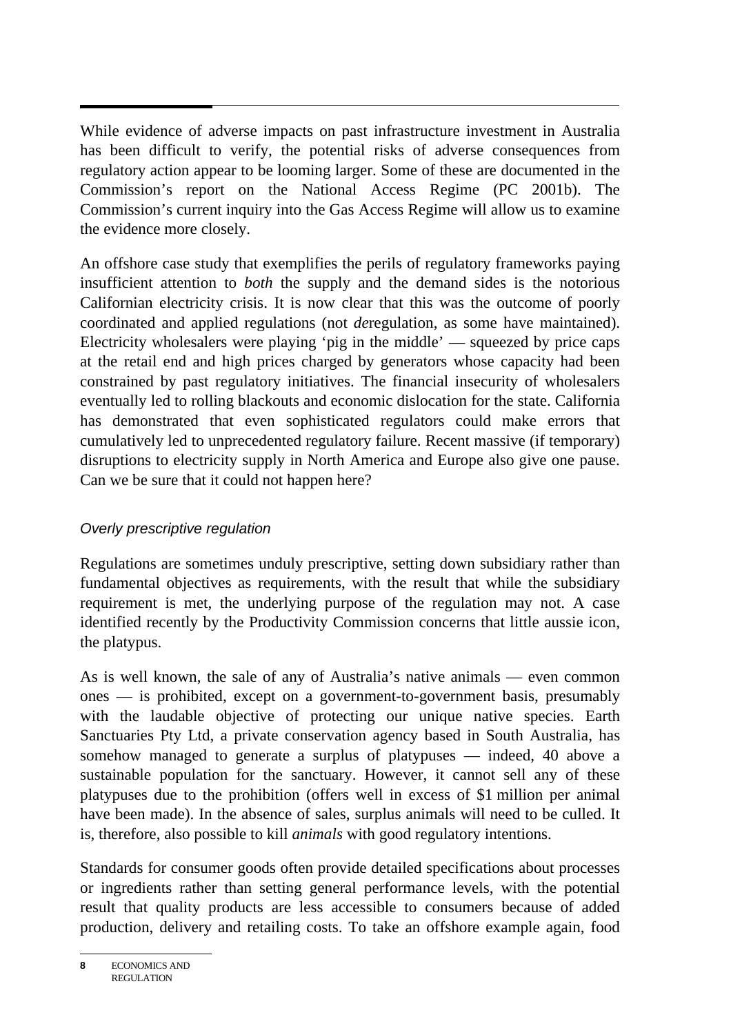While evidence of adverse impacts on past infrastructure investment in Australia has been difficult to verify, the potential risks of adverse consequences from regulatory action appear to be looming larger. Some of these are documented in the Commission's report on the National Access Regime (PC 2001b). The Commission's current inquiry into the Gas Access Regime will allow us to examine the evidence more closely.

An offshore case study that exemplifies the perils of regulatory frameworks paying insufficient attention to *both* the supply and the demand sides is the notorious Californian electricity crisis. It is now clear that this was the outcome of poorly coordinated and applied regulations (not *de*regulation, as some have maintained). Electricity wholesalers were playing 'pig in the middle' — squeezed by price caps at the retail end and high prices charged by generators whose capacity had been constrained by past regulatory initiatives. The financial insecurity of wholesalers eventually led to rolling blackouts and economic dislocation for the state. California has demonstrated that even sophisticated regulators could make errors that cumulatively led to unprecedented regulatory failure. Recent massive (if temporary) disruptions to electricity supply in North America and Europe also give one pause. Can we be sure that it could not happen here?

### *Overly prescriptive regulation*

Regulations are sometimes unduly prescriptive, setting down subsidiary rather than fundamental objectives as requirements, with the result that while the subsidiary requirement is met, the underlying purpose of the regulation may not. A case identified recently by the Productivity Commission concerns that little aussie icon, the platypus.

As is well known, the sale of any of Australia's native animals — even common ones — is prohibited, except on a government-to-government basis, presumably with the laudable objective of protecting our unique native species. Earth Sanctuaries Pty Ltd, a private conservation agency based in South Australia, has somehow managed to generate a surplus of platypuses — indeed, 40 above a sustainable population for the sanctuary. However, it cannot sell any of these platypuses due to the prohibition (offers well in excess of $1 million per animal have been made). In the absence of sales, surplus animals will need to be culled. It is, therefore, also possible to kill *animals* with good regulatory intentions.

Standards for consumer goods often provide detailed specifications about processes or ingredients rather than setting general performance levels, with the potential result that quality products are less accessible to consumers because of added production, delivery and retailing costs. To take an offshore example again, food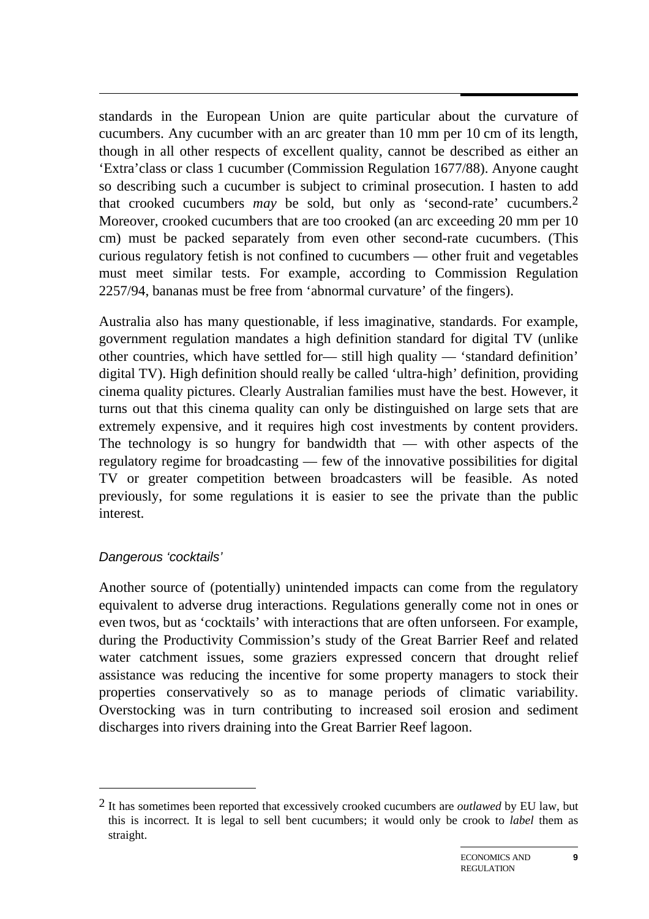standards in the European Union are quite particular about the curvature of cucumbers. Any cucumber with an arc greater than 10 mm per 10 cm of its length, though in all other respects of excellent quality, cannot be described as either an 'Extra'class or class 1 cucumber (Commission Regulation 1677/88). Anyone caught so describing such a cucumber is subject to criminal prosecution. I hasten to add that crooked cucumbers *may* be sold, but only as 'second-rate' cucumbers.[2] Moreover, crooked cucumbers that are too crooked (an arc exceeding 20 mm per 10 cm) must be packed separately from even other second-rate cucumbers. (This curious regulatory fetish is not confined to cucumbers — other fruit and vegetables must meet similar tests. For example, according to Commission Regulation 2257/94, bananas must be free from 'abnormal curvature' of the fingers).

Australia also has many questionable, if less imaginative, standards. For example, government regulation mandates a high definition standard for digital TV (unlike other countries, which have settled for— still high quality — 'standard definition' digital TV). High definition should really be called 'ultra-high' definition, providing cinema quality pictures. Clearly Australian families must have the best. However, it turns out that this cinema quality can only be distinguished on large sets that are extremely expensive, and it requires high cost investments by content providers. The technology is so hungry for bandwidth that — with other aspects of the regulatory regime for broadcasting — few of the innovative possibilities for digital TV or greater competition between broadcasters will be feasible. As noted previously, for some regulations it is easier to see the private than the public interest.

### *Dangerous 'cocktails'*

Another source of (potentially) unintended impacts can come from the regulatory equivalent to adverse drug interactions. Regulations generally come not in ones or even twos, but as 'cocktails' with interactions that are often unforseen. For example, during the Productivity Commission's study of the Great Barrier Reef and related water catchment issues, some graziers expressed concern that drought relief assistance was reducing the incentive for some property managers to stock their properties conservatively so as to manage periods of climatic variability. Overstocking was in turn contributing to increased soil erosion and sediment discharges into rivers draining into the Great Barrier Reef lagoon.

---

[2] It has sometimes been reported that excessively crooked cucumbers are *outlawed* by EU law, but this is incorrect. It is legal to sell bent cucumbers; it would only be crook to *label* them as straight.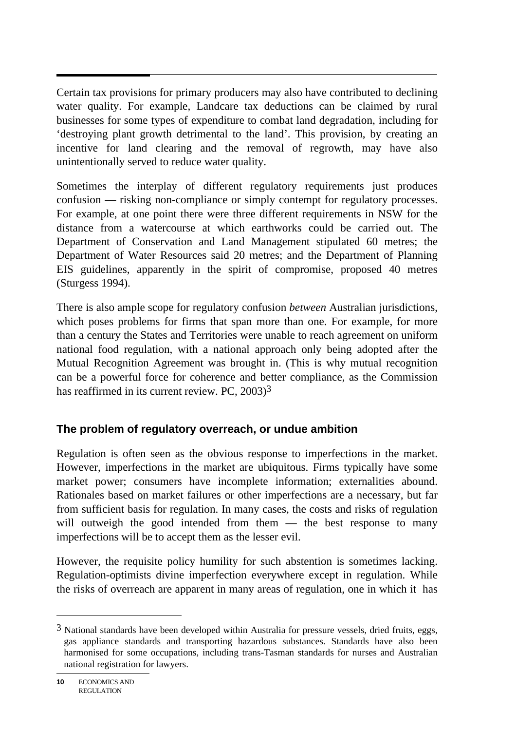Certain tax provisions for primary producers may also have contributed to declining water quality. For example, Landcare tax deductions can be claimed by rural businesses for some types of expenditure to combat land degradation, including for 'destroying plant growth detrimental to the land'. This provision, by creating an incentive for land clearing and the removal of regrowth, may have also unintentionally served to reduce water quality.

Sometimes the interplay of different regulatory requirements just produces confusion — risking non-compliance or simply contempt for regulatory processes. For example, at one point there were three different requirements in NSW for the distance from a watercourse at which earthworks could be carried out. The Department of Conservation and Land Management stipulated 60 metres; the Department of Water Resources said 20 metres; and the Department of Planning EIS guidelines, apparently in the spirit of compromise, proposed 40 metres (Sturgess 1994).

There is also ample scope for regulatory confusion *between* Australian jurisdictions, which poses problems for firms that span more than one. For example, for more than a century the States and Territories were unable to reach agreement on uniform national food regulation, with a national approach only being adopted after the Mutual Recognition Agreement was brought in. (This is why mutual recognition can be a powerful force for coherence and better compliance, as the Commission has reaffirmed in its current review. PC, 2003)[3]

### The problem of regulatory overreach, or undue ambition

Regulation is often seen as the obvious response to imperfections in the market. However, imperfections in the market are ubiquitous. Firms typically have some market power; consumers have incomplete information; externalities abound. Rationales based on market failures or other imperfections are a necessary, but far from sufficient basis for regulation. In many cases, the costs and risks of regulation will outweigh the good intended from them — the best response to many imperfections will be to accept them as the lesser evil.

However, the requisite policy humility for such abstention is sometimes lacking. Regulation-optimists divine imperfection everywhere except in regulation. While the risks of overreach are apparent in many areas of regulation, one in which it has

---

[3] National standards have been developed within Australia for pressure vessels, dried fruits, eggs, gas appliance standards and transporting hazardous substances. Standards have also been harmonised for some occupations, including trans-Tasman standards for nurses and Australian national registration for lawyers.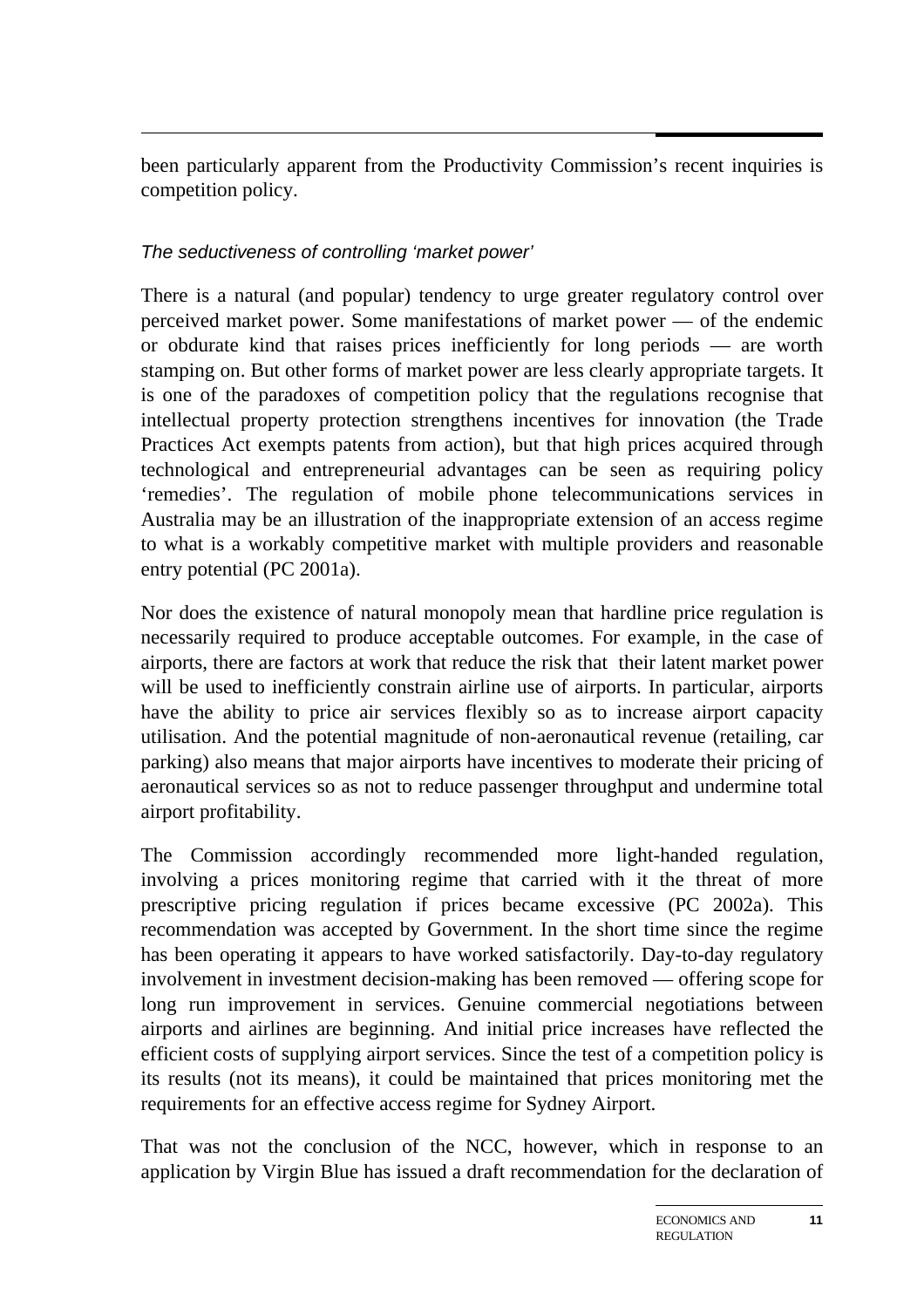been particularly apparent from the Productivity Commission's recent inquiries is competition policy.

*The seductiveness of controlling 'market power'*

There is a natural (and popular) tendency to urge greater regulatory control over perceived market power. Some manifestations of market power — of the endemic or obdurate kind that raises prices inefficiently for long periods — are worth stamping on. But other forms of market power are less clearly appropriate targets. It is one of the paradoxes of competition policy that the regulations recognise that intellectual property protection strengthens incentives for innovation (the Trade Practices Act exempts patents from action), but that high prices acquired through technological and entrepreneurial advantages can be seen as requiring policy 'remedies'. The regulation of mobile phone telecommunications services in Australia may be an illustration of the inappropriate extension of an access regime to what is a workably competitive market with multiple providers and reasonable entry potential (PC 2001a).

Nor does the existence of natural monopoly mean that hardline price regulation is necessarily required to produce acceptable outcomes. For example, in the case of airports, there are factors at work that reduce the risk that their latent market power will be used to inefficiently constrain airline use of airports. In particular, airports have the ability to price air services flexibly so as to increase airport capacity utilisation. And the potential magnitude of non-aeronautical revenue (retailing, car parking) also means that major airports have incentives to moderate their pricing of aeronautical services so as not to reduce passenger throughput and undermine total airport profitability.

The Commission accordingly recommended more light-handed regulation, involving a prices monitoring regime that carried with it the threat of more prescriptive pricing regulation if prices became excessive (PC 2002a). This recommendation was accepted by Government. In the short time since the regime has been operating it appears to have worked satisfactorily. Day-to-day regulatory involvement in investment decision-making has been removed — offering scope for long run improvement in services. Genuine commercial negotiations between airports and airlines are beginning. And initial price increases have reflected the efficient costs of supplying airport services. Since the test of a competition policy is its results (not its means), it could be maintained that prices monitoring met the requirements for an effective access regime for Sydney Airport.

That was not the conclusion of the NCC, however, which in response to an application by Virgin Blue has issued a draft recommendation for the declaration of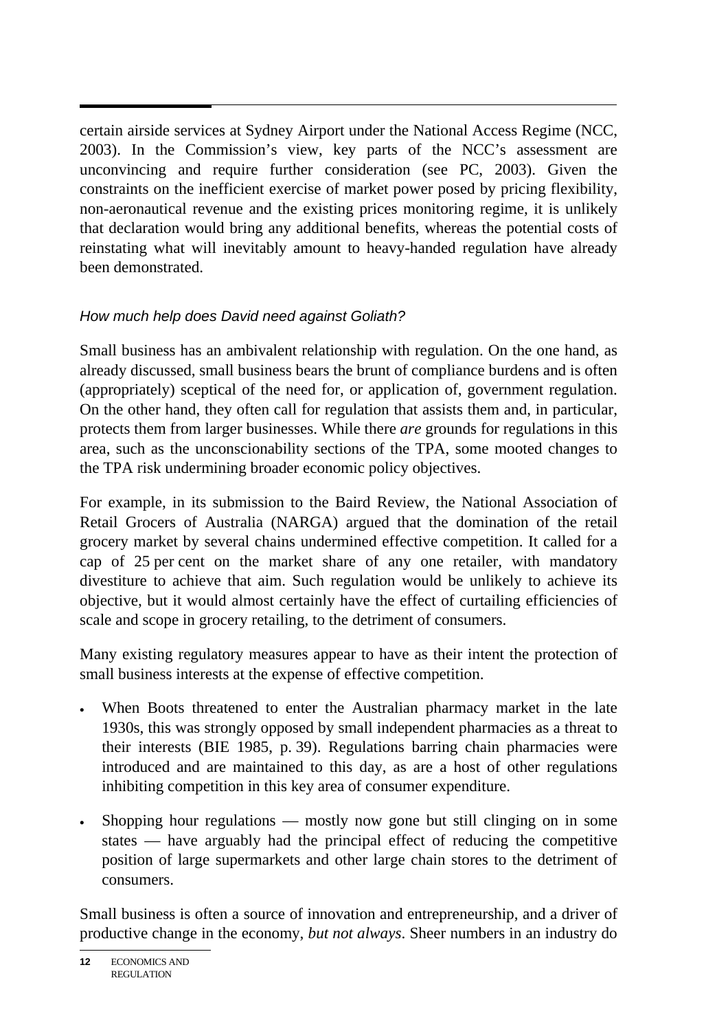certain airside services at Sydney Airport under the National Access Regime (NCC, 2003). In the Commission's view, key parts of the NCC's assessment are unconvincing and require further consideration (see PC, 2003). Given the constraints on the inefficient exercise of market power posed by pricing flexibility, non-aeronautical revenue and the existing prices monitoring regime, it is unlikely that declaration would bring any additional benefits, whereas the potential costs of reinstating what will inevitably amount to heavy-handed regulation have already been demonstrated.

### *How much help does David need against Goliath?*

Small business has an ambivalent relationship with regulation. On the one hand, as already discussed, small business bears the brunt of compliance burdens and is often (appropriately) sceptical of the need for, or application of, government regulation. On the other hand, they often call for regulation that assists them and, in particular, protects them from larger businesses. While there *are* grounds for regulations in this area, such as the unconscionability sections of the TPA, some mooted changes to the TPA risk undermining broader economic policy objectives.

For example, in its submission to the Baird Review, the National Association of Retail Grocers of Australia (NARGA) argued that the domination of the retail grocery market by several chains undermined effective competition. It called for a cap of 25 per cent on the market share of any one retailer, with mandatory divestiture to achieve that aim. Such regulation would be unlikely to achieve its objective, but it would almost certainly have the effect of curtailing efficiencies of scale and scope in grocery retailing, to the detriment of consumers.

Many existing regulatory measures appear to have as their intent the protection of small business interests at the expense of effective competition.

- When Boots threatened to enter the Australian pharmacy market in the late 1930s, this was strongly opposed by small independent pharmacies as a threat to their interests (BIE 1985, p. 39). Regulations barring chain pharmacies were introduced and are maintained to this day, as are a host of other regulations inhibiting competition in this key area of consumer expenditure.
- Shopping hour regulations — mostly now gone but still clinging on in some states — have arguably had the principal effect of reducing the competitive position of large supermarkets and other large chain stores to the detriment of consumers.

Small business is often a source of innovation and entrepreneurship, and a driver of productive change in the economy, *but not always*. Sheer numbers in an industry do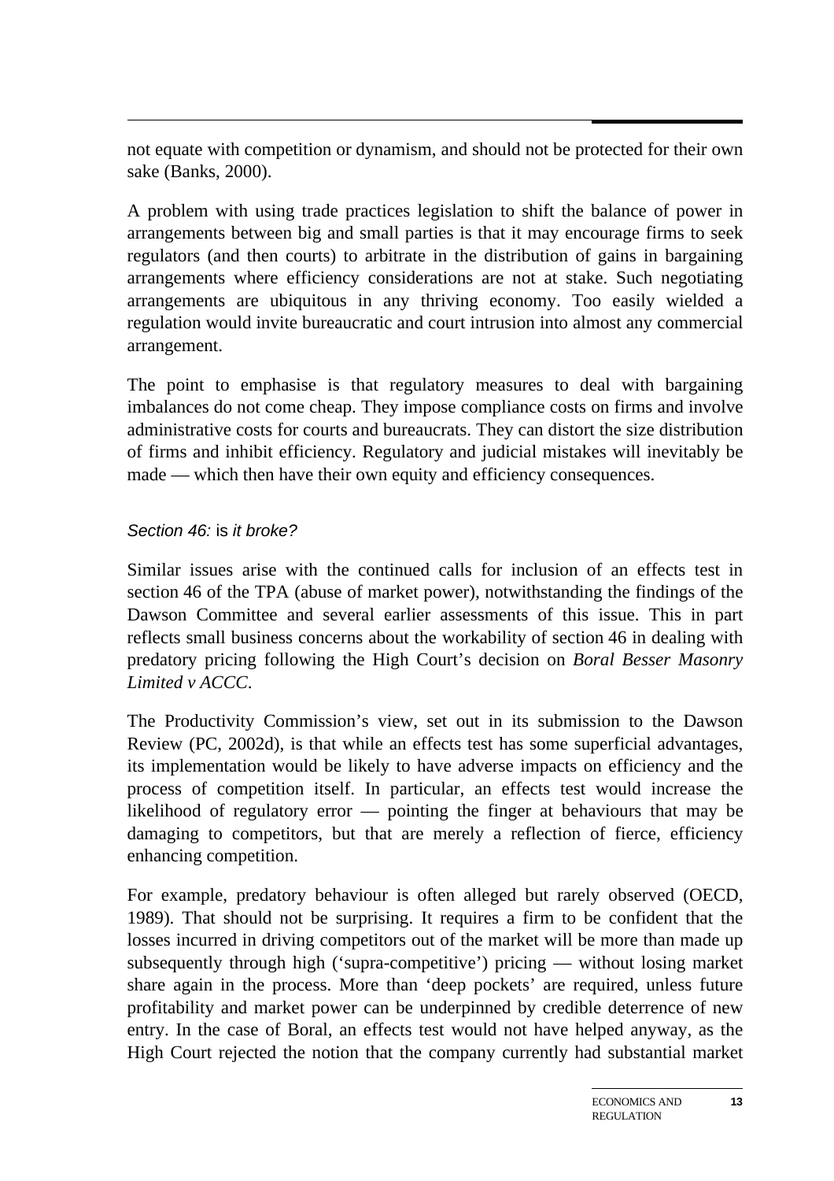not equate with competition or dynamism, and should not be protected for their own sake (Banks, 2000).

A problem with using trade practices legislation to shift the balance of power in arrangements between big and small parties is that it may encourage firms to seek regulators (and then courts) to arbitrate in the distribution of gains in bargaining arrangements where efficiency considerations are not at stake. Such negotiating arrangements are ubiquitous in any thriving economy. Too easily wielded a regulation would invite bureaucratic and court intrusion into almost any commercial arrangement.

The point to emphasise is that regulatory measures to deal with bargaining imbalances do not come cheap. They impose compliance costs on firms and involve administrative costs for courts and bureaucrats. They can distort the size distribution of firms and inhibit efficiency. Regulatory and judicial mistakes will inevitably be made — which then have their own equity and efficiency consequences.

### *Section 46:* is *it broke?*

Similar issues arise with the continued calls for inclusion of an effects test in section 46 of the TPA (abuse of market power), notwithstanding the findings of the Dawson Committee and several earlier assessments of this issue. This in part reflects small business concerns about the workability of section 46 in dealing with predatory pricing following the High Court's decision on *Boral Besser Masonry Limited v ACCC*.

The Productivity Commission's view, set out in its submission to the Dawson Review (PC, 2002d), is that while an effects test has some superficial advantages, its implementation would be likely to have adverse impacts on efficiency and the process of competition itself. In particular, an effects test would increase the likelihood of regulatory error — pointing the finger at behaviours that may be damaging to competitors, but that are merely a reflection of fierce, efficiency enhancing competition.

For example, predatory behaviour is often alleged but rarely observed (OECD, 1989). That should not be surprising. It requires a firm to be confident that the losses incurred in driving competitors out of the market will be more than made up subsequently through high ('supra-competitive') pricing — without losing market share again in the process. More than 'deep pockets' are required, unless future profitability and market power can be underpinned by credible deterrence of new entry. In the case of Boral, an effects test would not have helped anyway, as the High Court rejected the notion that the company currently had substantial market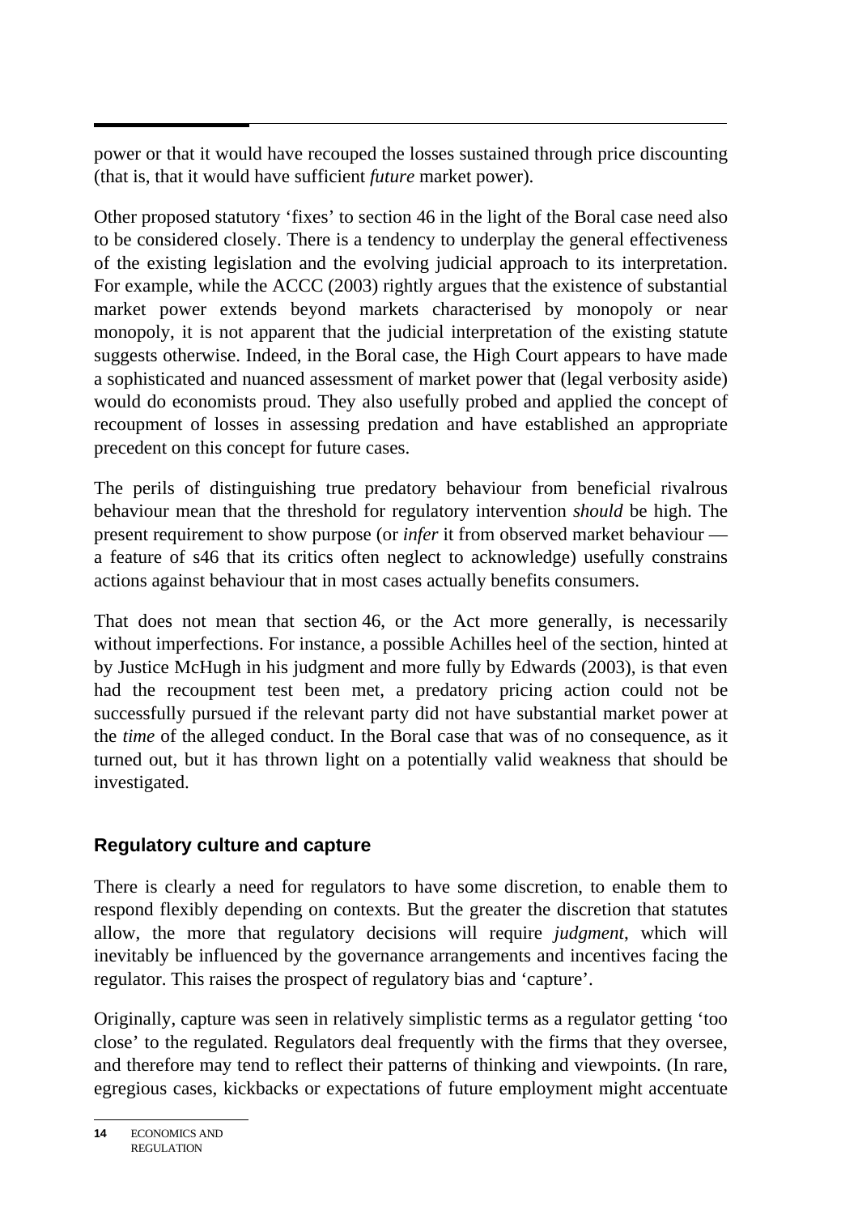power or that it would have recouped the losses sustained through price discounting (that is, that it would have sufficient *future* market power).

Other proposed statutory 'fixes' to section 46 in the light of the Boral case need also to be considered closely. There is a tendency to underplay the general effectiveness of the existing legislation and the evolving judicial approach to its interpretation. For example, while the ACCC (2003) rightly argues that the existence of substantial market power extends beyond markets characterised by monopoly or near monopoly, it is not apparent that the judicial interpretation of the existing statute suggests otherwise. Indeed, in the Boral case, the High Court appears to have made a sophisticated and nuanced assessment of market power that (legal verbosity aside) would do economists proud. They also usefully probed and applied the concept of recoupment of losses in assessing predation and have established an appropriate precedent on this concept for future cases.

The perils of distinguishing true predatory behaviour from beneficial rivalrous behaviour mean that the threshold for regulatory intervention *should* be high. The present requirement to show purpose (or *infer* it from observed market behaviour — a feature of s46 that its critics often neglect to acknowledge) usefully constrains actions against behaviour that in most cases actually benefits consumers.

That does not mean that section 46, or the Act more generally, is necessarily without imperfections. For instance, a possible Achilles heel of the section, hinted at by Justice McHugh in his judgment and more fully by Edwards (2003), is that even had the recoupment test been met, a predatory pricing action could not be successfully pursued if the relevant party did not have substantial market power at the *time* of the alleged conduct. In the Boral case that was of no consequence, as it turned out, but it has thrown light on a potentially valid weakness that should be investigated.

### Regulatory culture and capture

There is clearly a need for regulators to have some discretion, to enable them to respond flexibly depending on contexts. But the greater the discretion that statutes allow, the more that regulatory decisions will require *judgment*, which will inevitably be influenced by the governance arrangements and incentives facing the regulator. This raises the prospect of regulatory bias and 'capture'.

Originally, capture was seen in relatively simplistic terms as a regulator getting 'too close' to the regulated. Regulators deal frequently with the firms that they oversee, and therefore may tend to reflect their patterns of thinking and viewpoints. (In rare, egregious cases, kickbacks or expectations of future employment might accentuate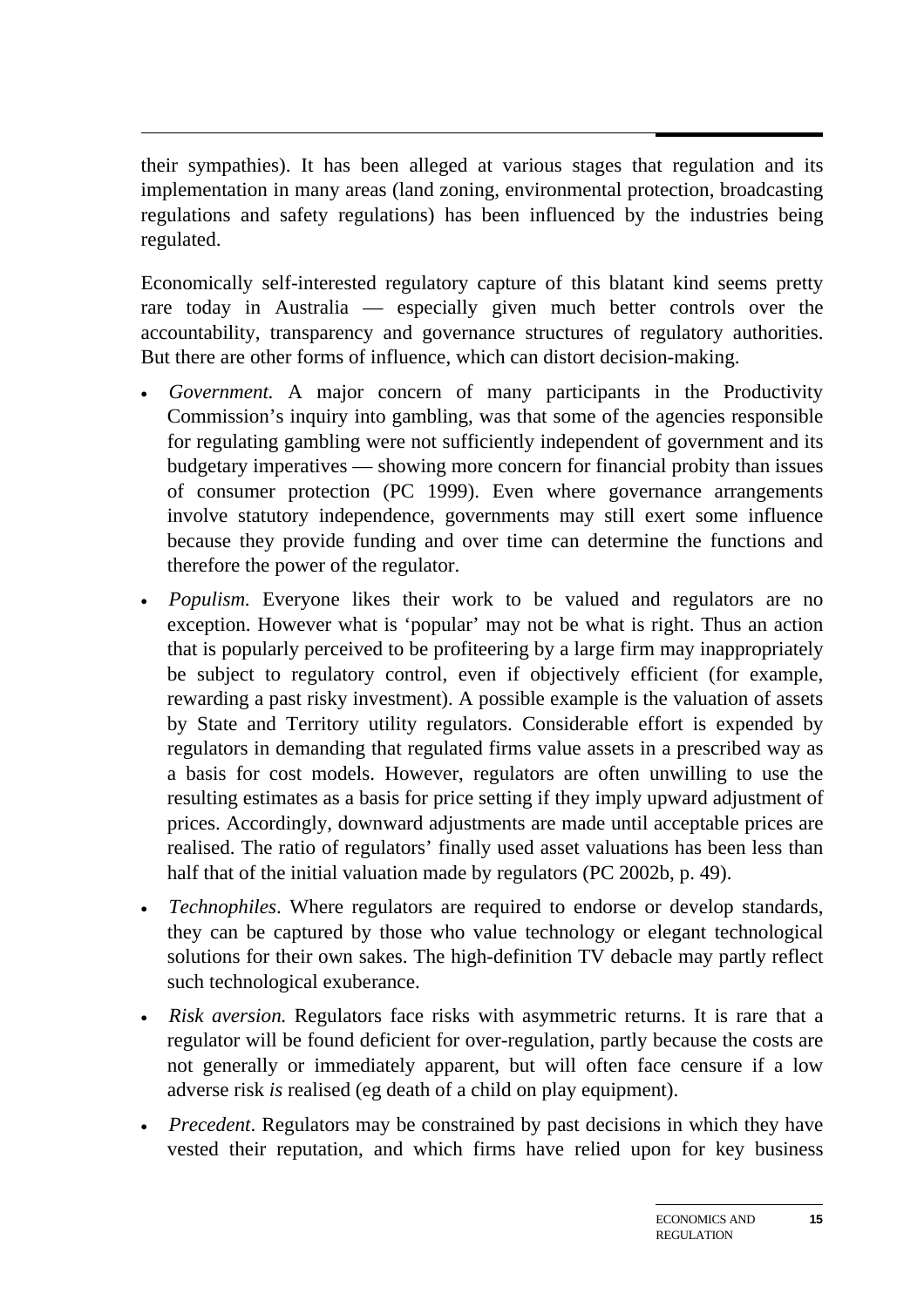their sympathies). It has been alleged at various stages that regulation and its implementation in many areas (land zoning, environmental protection, broadcasting regulations and safety regulations) has been influenced by the industries being regulated.

Economically self-interested regulatory capture of this blatant kind seems pretty rare today in Australia — especially given much better controls over the accountability, transparency and governance structures of regulatory authorities. But there are other forms of influence, which can distort decision-making.

- *Government.* A major concern of many participants in the Productivity Commission's inquiry into gambling, was that some of the agencies responsible for regulating gambling were not sufficiently independent of government and its budgetary imperatives — showing more concern for financial probity than issues of consumer protection (PC 1999). Even where governance arrangements involve statutory independence, governments may still exert some influence because they provide funding and over time can determine the functions and therefore the power of the regulator.
- *Populism.* Everyone likes their work to be valued and regulators are no exception. However what is 'popular' may not be what is right. Thus an action that is popularly perceived to be profiteering by a large firm may inappropriately be subject to regulatory control, even if objectively efficient (for example, rewarding a past risky investment). A possible example is the valuation of assets by State and Territory utility regulators. Considerable effort is expended by regulators in demanding that regulated firms value assets in a prescribed way as a basis for cost models. However, regulators are often unwilling to use the resulting estimates as a basis for price setting if they imply upward adjustment of prices. Accordingly, downward adjustments are made until acceptable prices are realised. The ratio of regulators' finally used asset valuations has been less than half that of the initial valuation made by regulators (PC 2002b, p. 49).
- *Technophiles*. Where regulators are required to endorse or develop standards, they can be captured by those who value technology or elegant technological solutions for their own sakes. The high-definition TV debacle may partly reflect such technological exuberance.
- *Risk aversion.* Regulators face risks with asymmetric returns. It is rare that a regulator will be found deficient for over-regulation, partly because the costs are not generally or immediately apparent, but will often face censure if a low adverse risk *is* realised (eg death of a child on play equipment).
- *Precedent*. Regulators may be constrained by past decisions in which they have vested their reputation, and which firms have relied upon for key business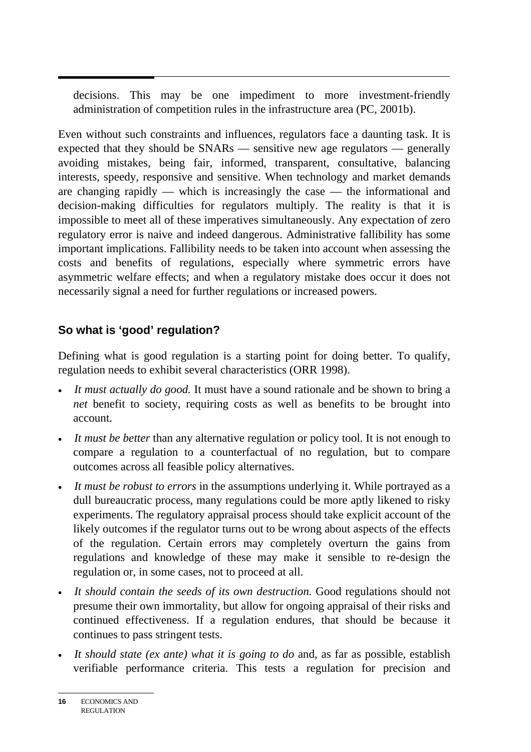decisions. This may be one impediment to more investment-friendly administration of competition rules in the infrastructure area (PC, 2001b).

Even without such constraints and influences, regulators face a daunting task. It is expected that they should be SNARs — sensitive new age regulators — generally avoiding mistakes, being fair, informed, transparent, consultative, balancing interests, speedy, responsive and sensitive. When technology and market demands are changing rapidly — which is increasingly the case — the informational and decision-making difficulties for regulators multiply. The reality is that it is impossible to meet all of these imperatives simultaneously. Any expectation of zero regulatory error is naive and indeed dangerous. Administrative fallibility has some important implications. Fallibility needs to be taken into account when assessing the costs and benefits of regulations, especially where symmetric errors have asymmetric welfare effects; and when a regulatory mistake does occur it does not necessarily signal a need for further regulations or increased powers.

### So what is 'good' regulation?

Defining what is good regulation is a starting point for doing better. To qualify, regulation needs to exhibit several characteristics (ORR 1998).

- *It must actually do good.* It must have a sound rationale and be shown to bring a *net* benefit to society, requiring costs as well as benefits to be brought into account.
- *It must be better* than any alternative regulation or policy tool. It is not enough to compare a regulation to a counterfactual of no regulation, but to compare outcomes across all feasible policy alternatives.
- *It must be robust to errors* in the assumptions underlying it. While portrayed as a dull bureaucratic process, many regulations could be more aptly likened to risky experiments. The regulatory appraisal process should take explicit account of the likely outcomes if the regulator turns out to be wrong about aspects of the effects of the regulation. Certain errors may completely overturn the gains from regulations and knowledge of these may make it sensible to re-design the regulation or, in some cases, not to proceed at all.
- *It should contain the seeds of its own destruction.* Good regulations should not presume their own immortality, but allow for ongoing appraisal of their risks and continued effectiveness. If a regulation endures, that should be because it continues to pass stringent tests.
- *It should state (ex ante) what it is going to do* and, as far as possible, establish verifiable performance criteria. This tests a regulation for precision and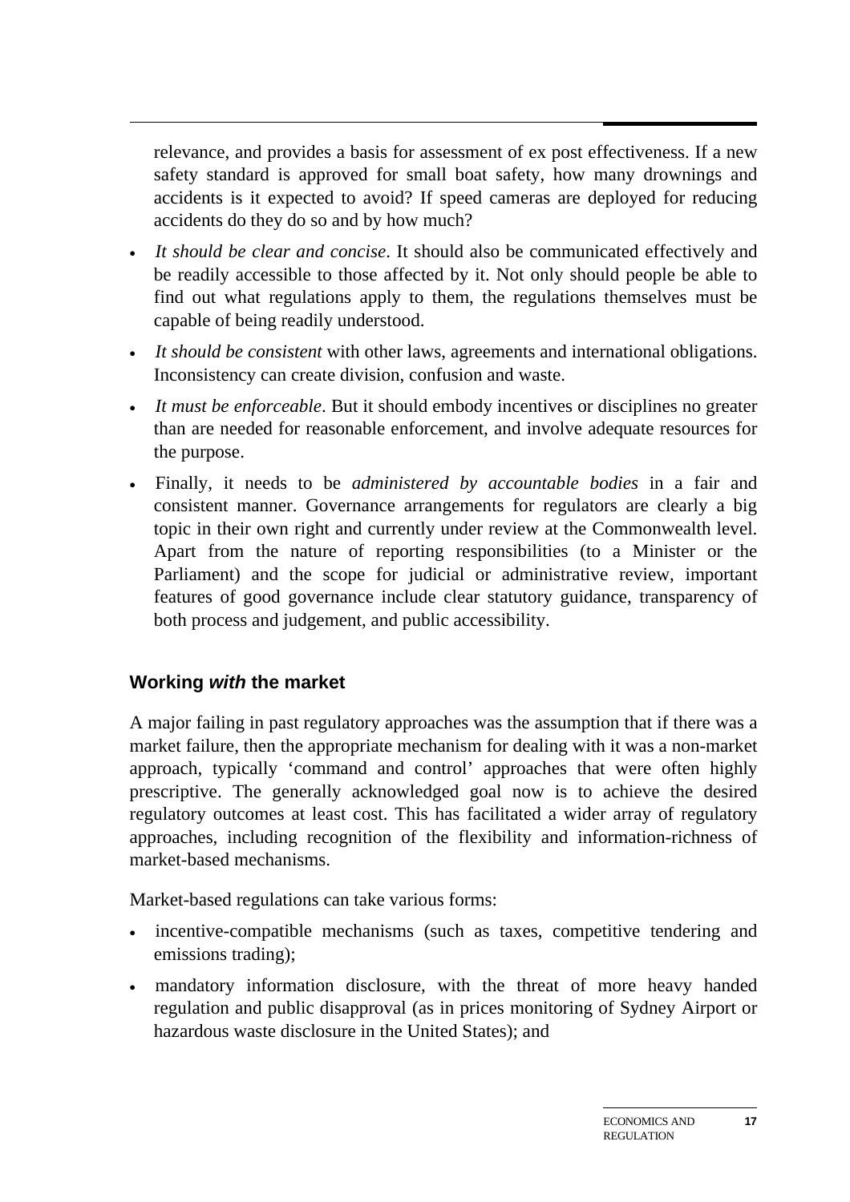relevance, and provides a basis for assessment of ex post effectiveness. If a new safety standard is approved for small boat safety, how many drownings and accidents is it expected to avoid? If speed cameras are deployed for reducing accidents do they do so and by how much?

- *It should be clear and concise*. It should also be communicated effectively and be readily accessible to those affected by it. Not only should people be able to find out what regulations apply to them, the regulations themselves must be capable of being readily understood.
- *It should be consistent* with other laws, agreements and international obligations. Inconsistency can create division, confusion and waste.
- *It must be enforceable*. But it should embody incentives or disciplines no greater than are needed for reasonable enforcement, and involve adequate resources for the purpose.
- Finally, it needs to be *administered by accountable bodies* in a fair and consistent manner. Governance arrangements for regulators are clearly a big topic in their own right and currently under review at the Commonwealth level. Apart from the nature of reporting responsibilities (to a Minister or the Parliament) and the scope for judicial or administrative review, important features of good governance include clear statutory guidance, transparency of both process and judgement, and public accessibility.

### Working *with* the market

A major failing in past regulatory approaches was the assumption that if there was a market failure, then the appropriate mechanism for dealing with it was a non-market approach, typically 'command and control' approaches that were often highly prescriptive. The generally acknowledged goal now is to achieve the desired regulatory outcomes at least cost. This has facilitated a wider array of regulatory approaches, including recognition of the flexibility and information-richness of market-based mechanisms.

Market-based regulations can take various forms:

- incentive-compatible mechanisms (such as taxes, competitive tendering and emissions trading);
- mandatory information disclosure, with the threat of more heavy handed regulation and public disapproval (as in prices monitoring of Sydney Airport or hazardous waste disclosure in the United States); and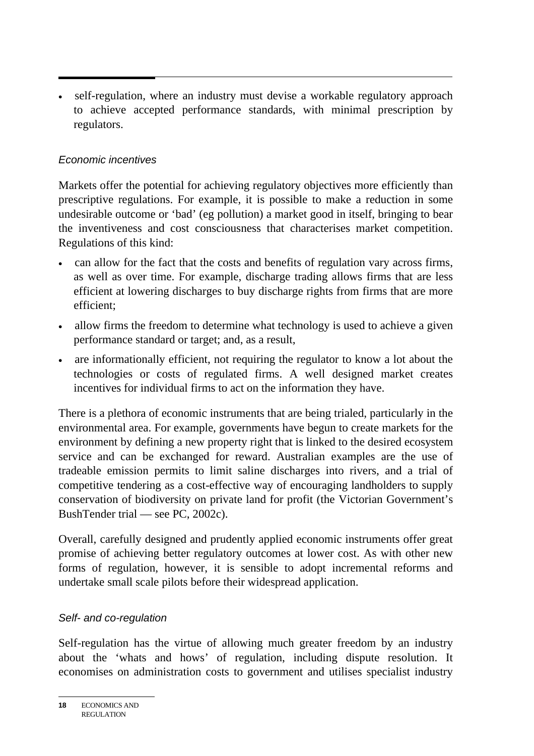- self-regulation, where an industry must devise a workable regulatory approach to achieve accepted performance standards, with minimal prescription by regulators.

### *Economic incentives*

Markets offer the potential for achieving regulatory objectives more efficiently than prescriptive regulations. For example, it is possible to make a reduction in some undesirable outcome or 'bad' (eg pollution) a market good in itself, bringing to bear the inventiveness and cost consciousness that characterises market competition. Regulations of this kind:

- can allow for the fact that the costs and benefits of regulation vary across firms, as well as over time. For example, discharge trading allows firms that are less efficient at lowering discharges to buy discharge rights from firms that are more efficient;
- allow firms the freedom to determine what technology is used to achieve a given performance standard or target; and, as a result,
- are informationally efficient, not requiring the regulator to know a lot about the technologies or costs of regulated firms. A well designed market creates incentives for individual firms to act on the information they have.

There is a plethora of economic instruments that are being trialed, particularly in the environmental area. For example, governments have begun to create markets for the environment by defining a new property right that is linked to the desired ecosystem service and can be exchanged for reward. Australian examples are the use of tradeable emission permits to limit saline discharges into rivers, and a trial of competitive tendering as a cost-effective way of encouraging landholders to supply conservation of biodiversity on private land for profit (the Victorian Government's BushTender trial — see PC, 2002c).

Overall, carefully designed and prudently applied economic instruments offer great promise of achieving better regulatory outcomes at lower cost. As with other new forms of regulation, however, it is sensible to adopt incremental reforms and undertake small scale pilots before their widespread application.

### *Self- and co-regulation*

Self-regulation has the virtue of allowing much greater freedom by an industry about the 'whats and hows' of regulation, including dispute resolution. It economises on administration costs to government and utilises specialist industry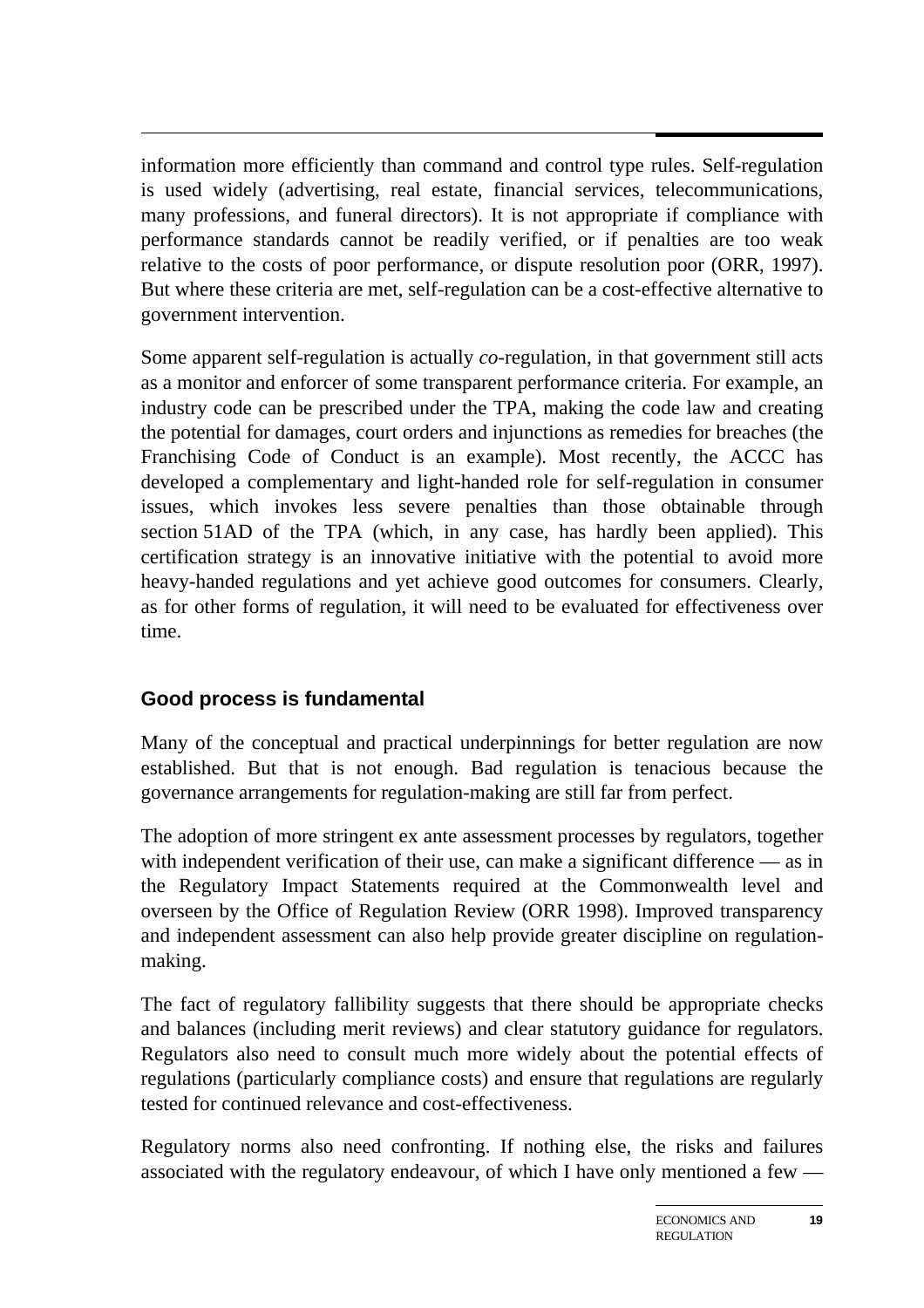information more efficiently than command and control type rules. Self-regulation is used widely (advertising, real estate, financial services, telecommunications, many professions, and funeral directors). It is not appropriate if compliance with performance standards cannot be readily verified, or if penalties are too weak relative to the costs of poor performance, or dispute resolution poor (ORR, 1997). But where these criteria are met, self-regulation can be a cost-effective alternative to government intervention.

Some apparent self-regulation is actually *co*-regulation, in that government still acts as a monitor and enforcer of some transparent performance criteria. For example, an industry code can be prescribed under the TPA, making the code law and creating the potential for damages, court orders and injunctions as remedies for breaches (the Franchising Code of Conduct is an example). Most recently, the ACCC has developed a complementary and light-handed role for self-regulation in consumer issues, which invokes less severe penalties than those obtainable through section 51AD of the TPA (which, in any case, has hardly been applied). This certification strategy is an innovative initiative with the potential to avoid more heavy-handed regulations and yet achieve good outcomes for consumers. Clearly, as for other forms of regulation, it will need to be evaluated for effectiveness over time.

### Good process is fundamental

Many of the conceptual and practical underpinnings for better regulation are now established. But that is not enough. Bad regulation is tenacious because the governance arrangements for regulation-making are still far from perfect.

The adoption of more stringent ex ante assessment processes by regulators, together with independent verification of their use, can make a significant difference — as in the Regulatory Impact Statements required at the Commonwealth level and overseen by the Office of Regulation Review (ORR 1998). Improved transparency and independent assessment can also help provide greater discipline on regulation-making.

The fact of regulatory fallibility suggests that there should be appropriate checks and balances (including merit reviews) and clear statutory guidance for regulators. Regulators also need to consult much more widely about the potential effects of regulations (particularly compliance costs) and ensure that regulations are regularly tested for continued relevance and cost-effectiveness.

Regulatory norms also need confronting. If nothing else, the risks and failures associated with the regulatory endeavour, of which I have only mentioned a few —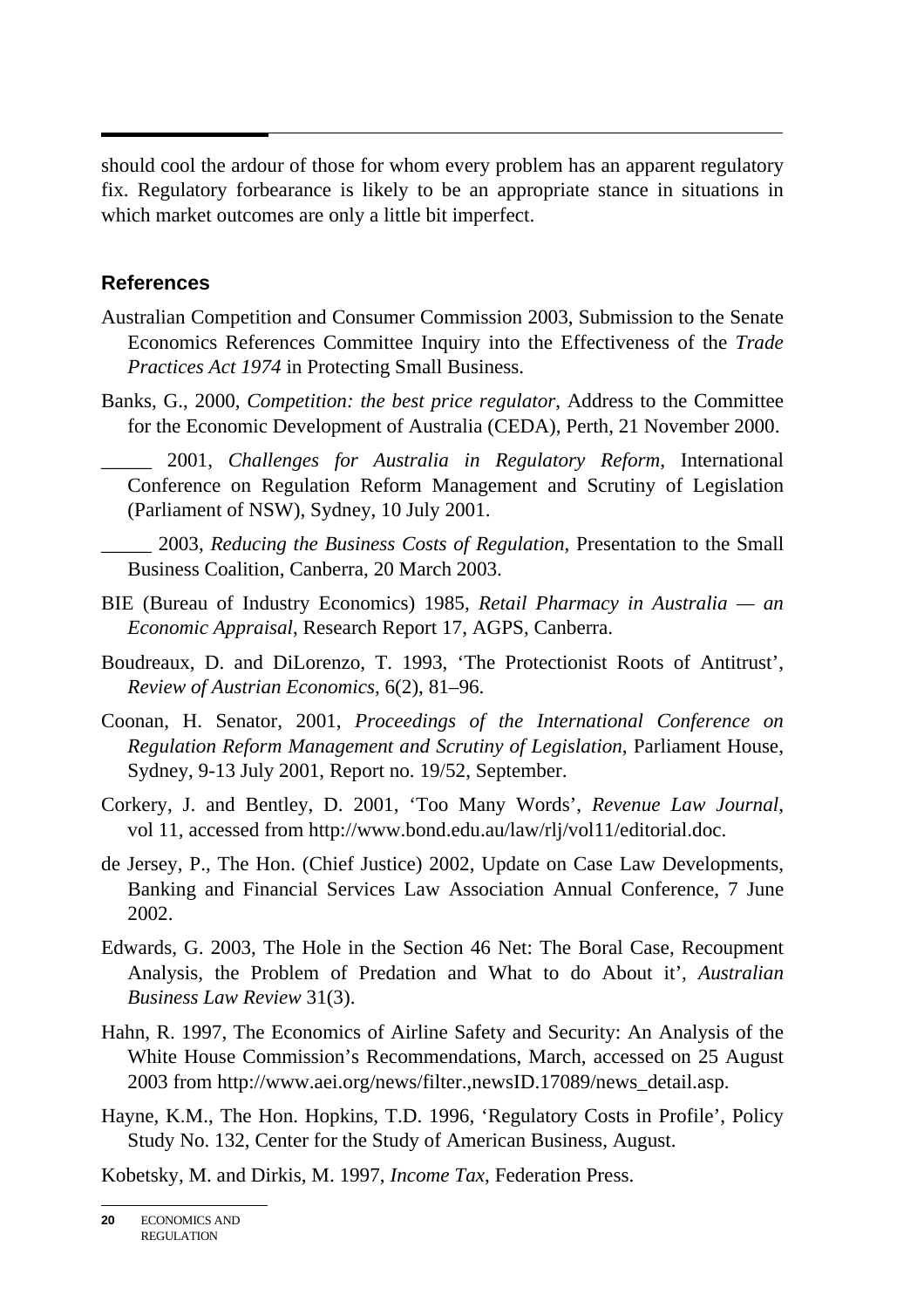should cool the ardour of those for whom every problem has an apparent regulatory fix. Regulatory forbearance is likely to be an appropriate stance in situations in which market outcomes are only a little bit imperfect.

## References

Australian Competition and Consumer Commission 2003, Submission to the Senate Economics References Committee Inquiry into the Effectiveness of the *Trade Practices Act 1974* in Protecting Small Business.

Banks, G., 2000, *Competition: the best price regulator*, Address to the Committee for the Economic Development of Australia (CEDA), Perth, 21 November 2000.

_____ 2001, *Challenges for Australia in Regulatory Reform*, International Conference on Regulation Reform Management and Scrutiny of Legislation (Parliament of NSW), Sydney, 10 July 2001.

_____ 2003, *Reducing the Business Costs of Regulation*, Presentation to the Small Business Coalition, Canberra, 20 March 2003.

BIE (Bureau of Industry Economics) 1985, *Retail Pharmacy in Australia — an Economic Appraisal*, Research Report 17, AGPS, Canberra.

Boudreaux, D. and DiLorenzo, T. 1993, 'The Protectionist Roots of Antitrust', *Review of Austrian Economics*, 6(2), 81–96.

Coonan, H. Senator, 2001, *Proceedings of the International Conference on Regulation Reform Management and Scrutiny of Legislation*, Parliament House, Sydney, 9-13 July 2001, Report no. 19/52, September.

Corkery, J. and Bentley, D. 2001, 'Too Many Words', *Revenue Law Journal*, vol 11, accessed from http://www.bond.edu.au/law/rlj/vol11/editorial.doc.

de Jersey, P., The Hon. (Chief Justice) 2002, Update on Case Law Developments, Banking and Financial Services Law Association Annual Conference, 7 June 2002.

Edwards, G. 2003, The Hole in the Section 46 Net: The Boral Case, Recoupment Analysis, the Problem of Predation and What to do About it', *Australian Business Law Review* 31(3).

Hahn, R. 1997, The Economics of Airline Safety and Security: An Analysis of the White House Commission's Recommendations, March, accessed on 25 August 2003 from http://www.aei.org/news/filter.,newsID.17089/news_detail.asp.

Hayne, K.M., The Hon. Hopkins, T.D. 1996, 'Regulatory Costs in Profile', Policy Study No. 132, Center for the Study of American Business, August.

Kobetsky, M. and Dirkis, M. 1997, *Income Tax*, Federation Press.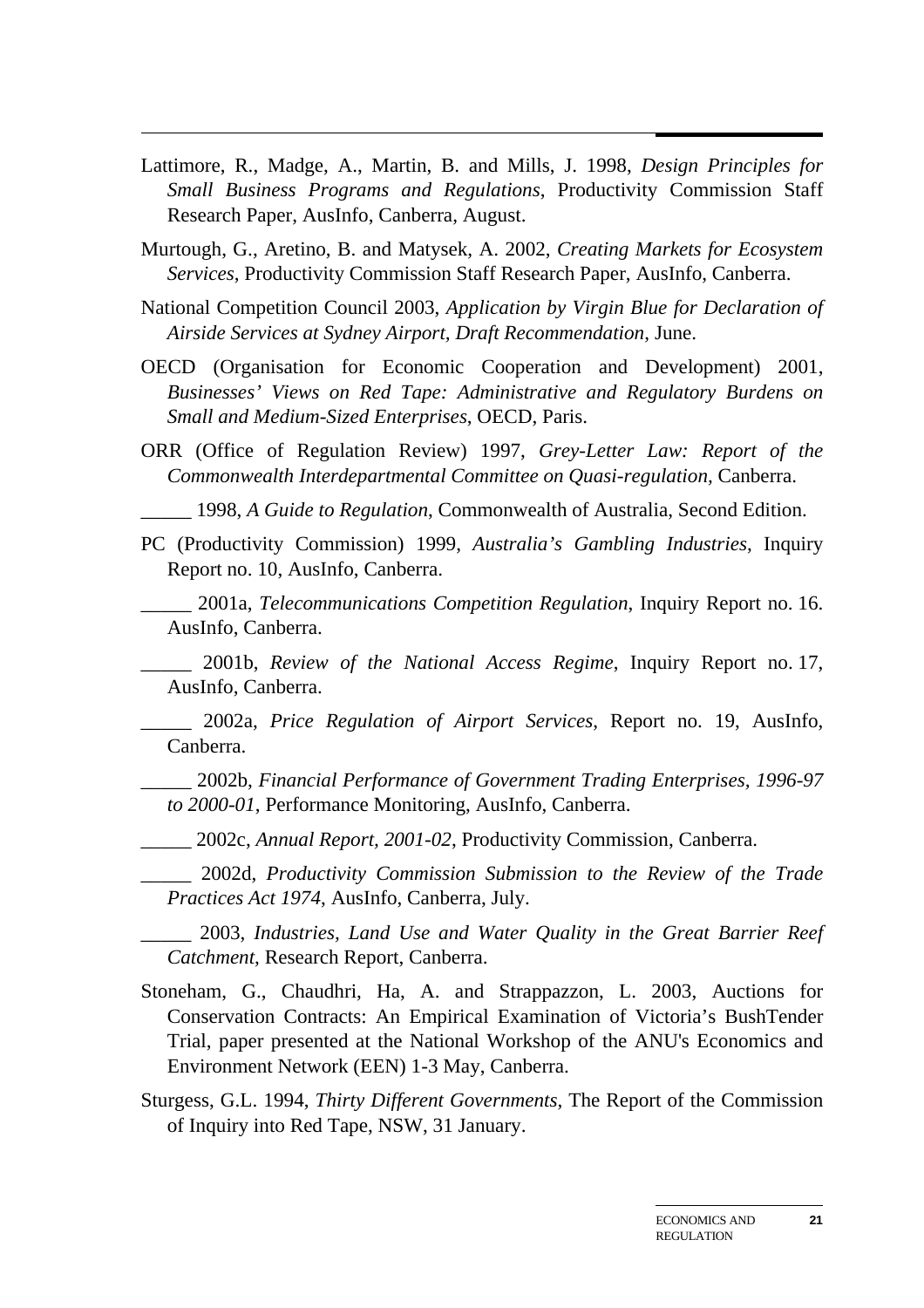Lattimore, R., Madge, A., Martin, B. and Mills, J. 1998, *Design Principles for Small Business Programs and Regulations*, Productivity Commission Staff Research Paper, AusInfo, Canberra, August.

Murtough, G., Aretino, B. and Matysek, A. 2002, *Creating Markets for Ecosystem Services*, Productivity Commission Staff Research Paper, AusInfo, Canberra.

National Competition Council 2003, *Application by Virgin Blue for Declaration of Airside Services at Sydney Airport, Draft Recommendation*, June.

OECD (Organisation for Economic Cooperation and Development) 2001, *Businesses' Views on Red Tape: Administrative and Regulatory Burdens on Small and Medium-Sized Enterprises*, OECD, Paris.

ORR (Office of Regulation Review) 1997, *Grey-Letter Law: Report of the Commonwealth Interdepartmental Committee on Quasi-regulation*, Canberra.

_____ 1998, *A Guide to Regulation*, Commonwealth of Australia, Second Edition.

PC (Productivity Commission) 1999, *Australia's Gambling Industries*, Inquiry Report no. 10, AusInfo, Canberra.

_____ 2001a, *Telecommunications Competition Regulation*, Inquiry Report no. 16. AusInfo, Canberra.

_____ 2001b, *Review of the National Access Regime*, Inquiry Report no. 17, AusInfo, Canberra.

_____ 2002a, *Price Regulation of Airport Services*, Report no. 19, AusInfo, Canberra.

_____ 2002b, *Financial Performance of Government Trading Enterprises, 1996-97 to 2000-01*, Performance Monitoring, AusInfo, Canberra.

_____ 2002c, *Annual Report, 2001-02*, Productivity Commission, Canberra.

_____ 2002d, *Productivity Commission Submission to the Review of the Trade Practices Act 1974*, AusInfo, Canberra, July.

_____ 2003, *Industries, Land Use and Water Quality in the Great Barrier Reef Catchment*, Research Report, Canberra.

Stoneham, G., Chaudhri, Ha, A. and Strappazzon, L. 2003, Auctions for Conservation Contracts: An Empirical Examination of Victoria's BushTender Trial, paper presented at the National Workshop of the ANU's Economics and Environment Network (EEN) 1-3 May, Canberra.

Sturgess, G.L. 1994, *Thirty Different Governments*, The Report of the Commission of Inquiry into Red Tape, NSW, 31 January.